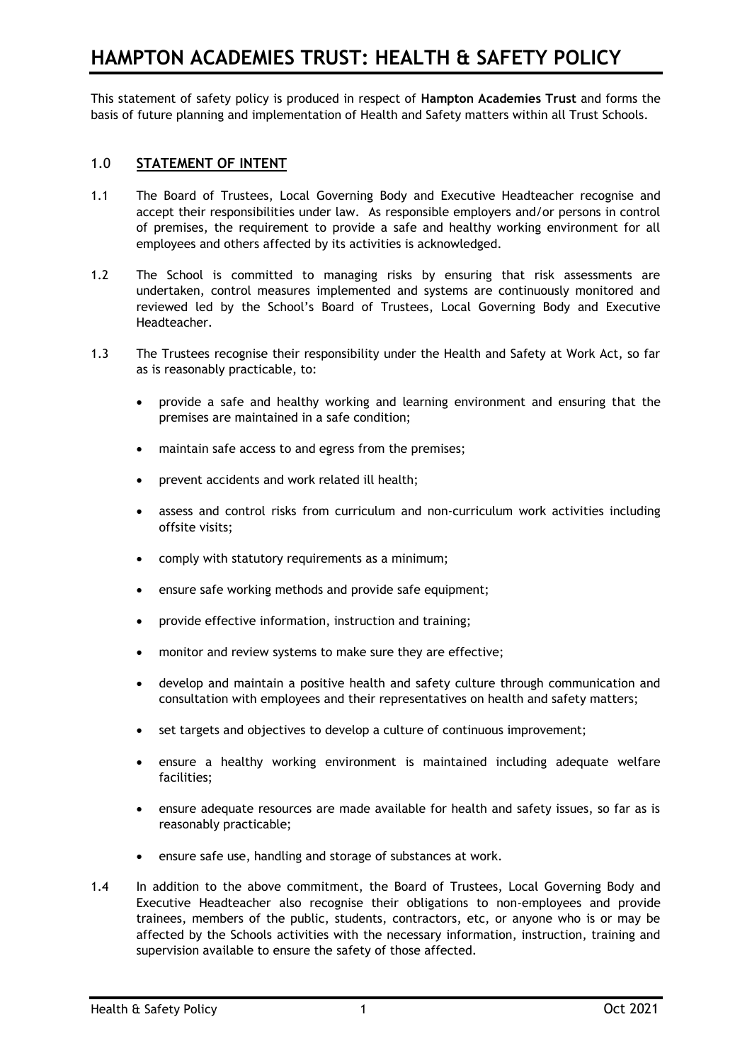# HAMPTON ACADEMIES TRUST: HEALTH & SAFETY POLICY

This statement of safety policy is produced in respect of **Hampton Academies Trust** and forms the basis of future planning and implementation of Health and Safety matters within all Trust Schools.

## 1.0 STATEMENT OF INTENT

1.1 The Board of Trustees, Local Governing Body and Executive Headteacher recognise and accept their responsibilities under law. As responsible employers and/or persons in control of premises, the requirement to provide a safe and healthy working environment for all employees and others affected by its activities is acknowledged.

1.2 The School is committed to managing risks by ensuring that risk assessments are undertaken, control measures implemented and systems are continuously monitored and reviewed led by the School's Board of Trustees, Local Governing Body and Executive Headteacher.

1.3 The Trustees recognise their responsibility under the Health and Safety at Work Act, so far as is reasonably practicable, to:

- provide a safe and healthy working and learning environment and ensuring that the premises are maintained in a safe condition;
- maintain safe access to and egress from the premises;
- prevent accidents and work related ill health;
- assess and control risks from curriculum and non-curriculum work activities including offsite visits;
- comply with statutory requirements as a minimum;
- ensure safe working methods and provide safe equipment;
- provide effective information, instruction and training;
- monitor and review systems to make sure they are effective;
- develop and maintain a positive health and safety culture through communication and consultation with employees and their representatives on health and safety matters;
- set targets and objectives to develop a culture of continuous improvement;
- ensure a healthy working environment is maintained including adequate welfare facilities;
- ensure adequate resources are made available for health and safety issues, so far as is reasonably practicable;
- ensure safe use, handling and storage of substances at work.

1.4 In addition to the above commitment, the Board of Trustees, Local Governing Body and Executive Headteacher also recognise their obligations to non-employees and provide trainees, members of the public, students, contractors, etc, or anyone who is or may be affected by the Schools activities with the necessary information, instruction, training and supervision available to ensure the safety of those affected.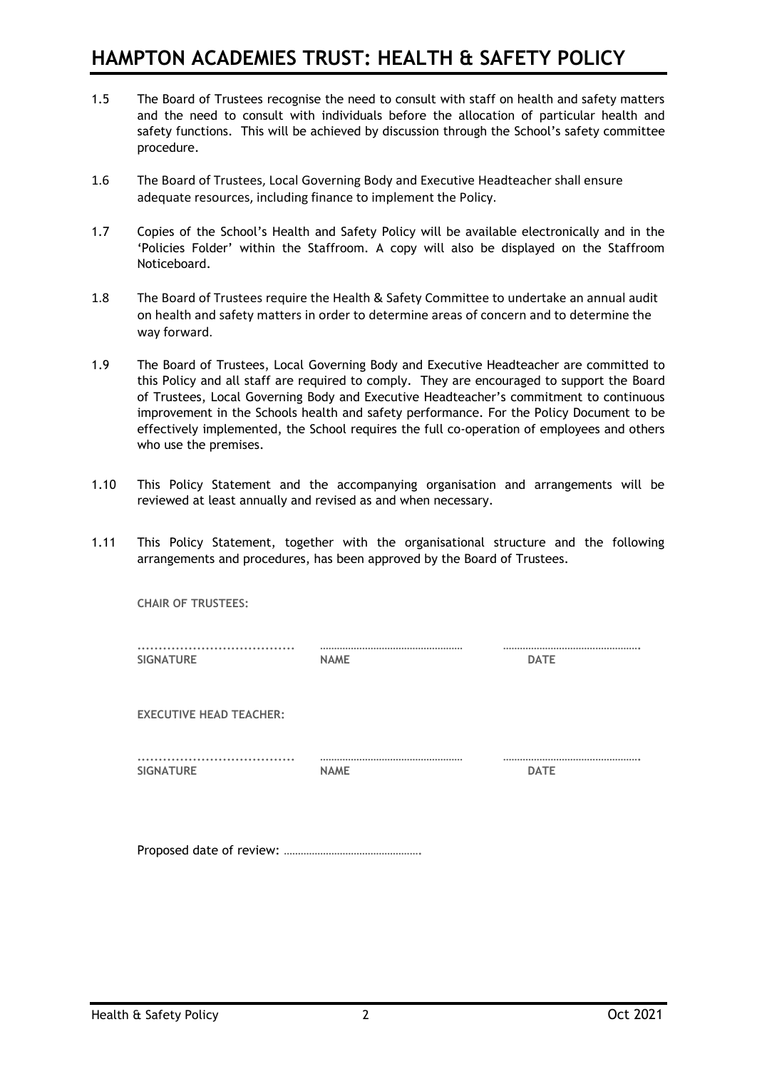1.5 The Board of Trustees recognise the need to consult with staff on health and safety matters and the need to consult with individuals before the allocation of particular health and safety functions. This will be achieved by discussion through the School's safety committee procedure.

1.6 The Board of Trustees, Local Governing Body and Executive Headteacher shall ensure adequate resources, including finance to implement the Policy.

1.7 Copies of the School's Health and Safety Policy will be available electronically and in the 'Policies Folder' within the Staffroom. A copy will also be displayed on the Staffroom Noticeboard.

1.8 The Board of Trustees require the Health & Safety Committee to undertake an annual audit on health and safety matters in order to determine areas of concern and to determine the way forward.

1.9 The Board of Trustees, Local Governing Body and Executive Headteacher are committed to this Policy and all staff are required to comply. They are encouraged to support the Board of Trustees, Local Governing Body and Executive Headteacher's commitment to continuous improvement in the Schools health and safety performance. For the Policy Document to be effectively implemented, the School requires the full co-operation of employees and others who use the premises.

1.10 This Policy Statement and the accompanying organisation and arrangements will be reviewed at least annually and revised as and when necessary.

1.11 This Policy Statement, together with the organisational structure and the following arrangements and procedures, has been approved by the Board of Trustees.

**CHAIR OF TRUSTEES:**

| ..................................... | ..................................... | ..................................... |
|---|---|---|
| **SIGNATURE** | **NAME** | **DATE** |

**EXECUTIVE HEAD TEACHER:**

| ..................................... | ..................................... | ..................................... |
|---|---|---|
| **SIGNATURE** | **NAME** | **DATE** |

Proposed date of review: …………………………………………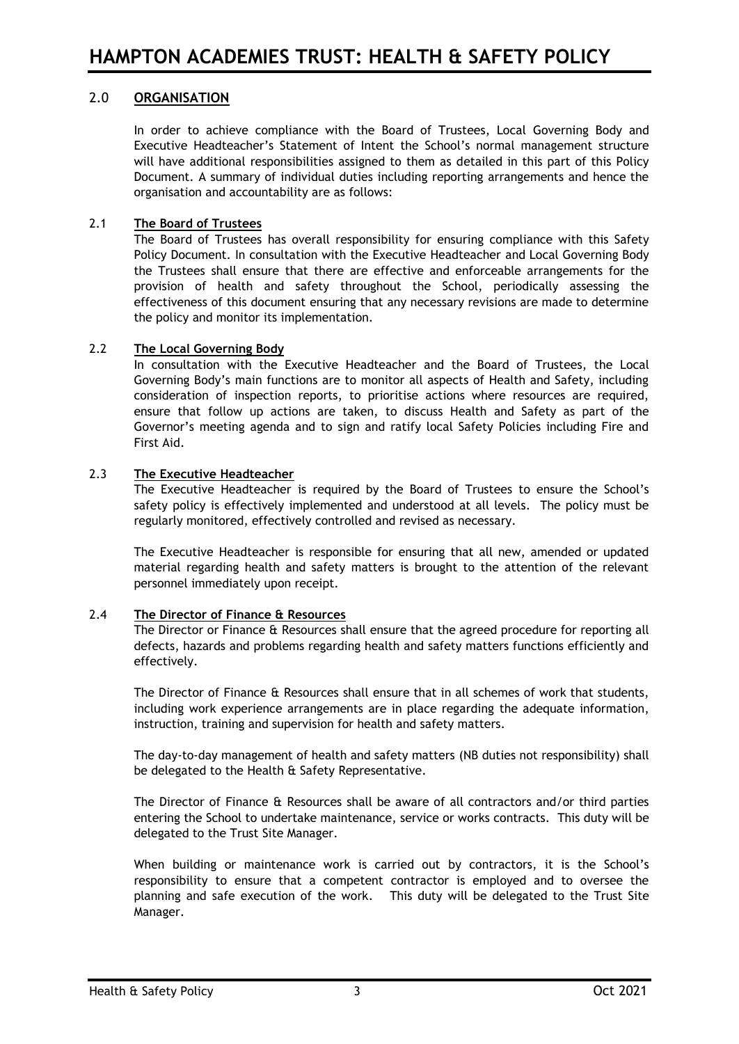## 2.0 ORGANISATION

In order to achieve compliance with the Board of Trustees, Local Governing Body and Executive Headteacher's Statement of Intent the School's normal management structure will have additional responsibilities assigned to them as detailed in this part of this Policy Document. A summary of individual duties including reporting arrangements and hence the organisation and accountability are as follows:

### 2.1 The Board of Trustees

The Board of Trustees has overall responsibility for ensuring compliance with this Safety Policy Document. In consultation with the Executive Headteacher and Local Governing Body the Trustees shall ensure that there are effective and enforceable arrangements for the provision of health and safety throughout the School, periodically assessing the effectiveness of this document ensuring that any necessary revisions are made to determine the policy and monitor its implementation.

### 2.2 The Local Governing Body

In consultation with the Executive Headteacher and the Board of Trustees, the Local Governing Body's main functions are to monitor all aspects of Health and Safety, including consideration of inspection reports, to prioritise actions where resources are required, ensure that follow up actions are taken, to discuss Health and Safety as part of the Governor's meeting agenda and to sign and ratify local Safety Policies including Fire and First Aid.

### 2.3 The Executive Headteacher

The Executive Headteacher is required by the Board of Trustees to ensure the School's safety policy is effectively implemented and understood at all levels. The policy must be regularly monitored, effectively controlled and revised as necessary.

The Executive Headteacher is responsible for ensuring that all new, amended or updated material regarding health and safety matters is brought to the attention of the relevant personnel immediately upon receipt.

### 2.4 The Director of Finance & Resources

The Director or Finance & Resources shall ensure that the agreed procedure for reporting all defects, hazards and problems regarding health and safety matters functions efficiently and effectively.

The Director of Finance & Resources shall ensure that in all schemes of work that students, including work experience arrangements are in place regarding the adequate information, instruction, training and supervision for health and safety matters.

The day-to-day management of health and safety matters (NB duties not responsibility) shall be delegated to the Health & Safety Representative.

The Director of Finance & Resources shall be aware of all contractors and/or third parties entering the School to undertake maintenance, service or works contracts. This duty will be delegated to the Trust Site Manager.

When building or maintenance work is carried out by contractors, it is the School's responsibility to ensure that a competent contractor is employed and to oversee the planning and safe execution of the work. This duty will be delegated to the Trust Site Manager.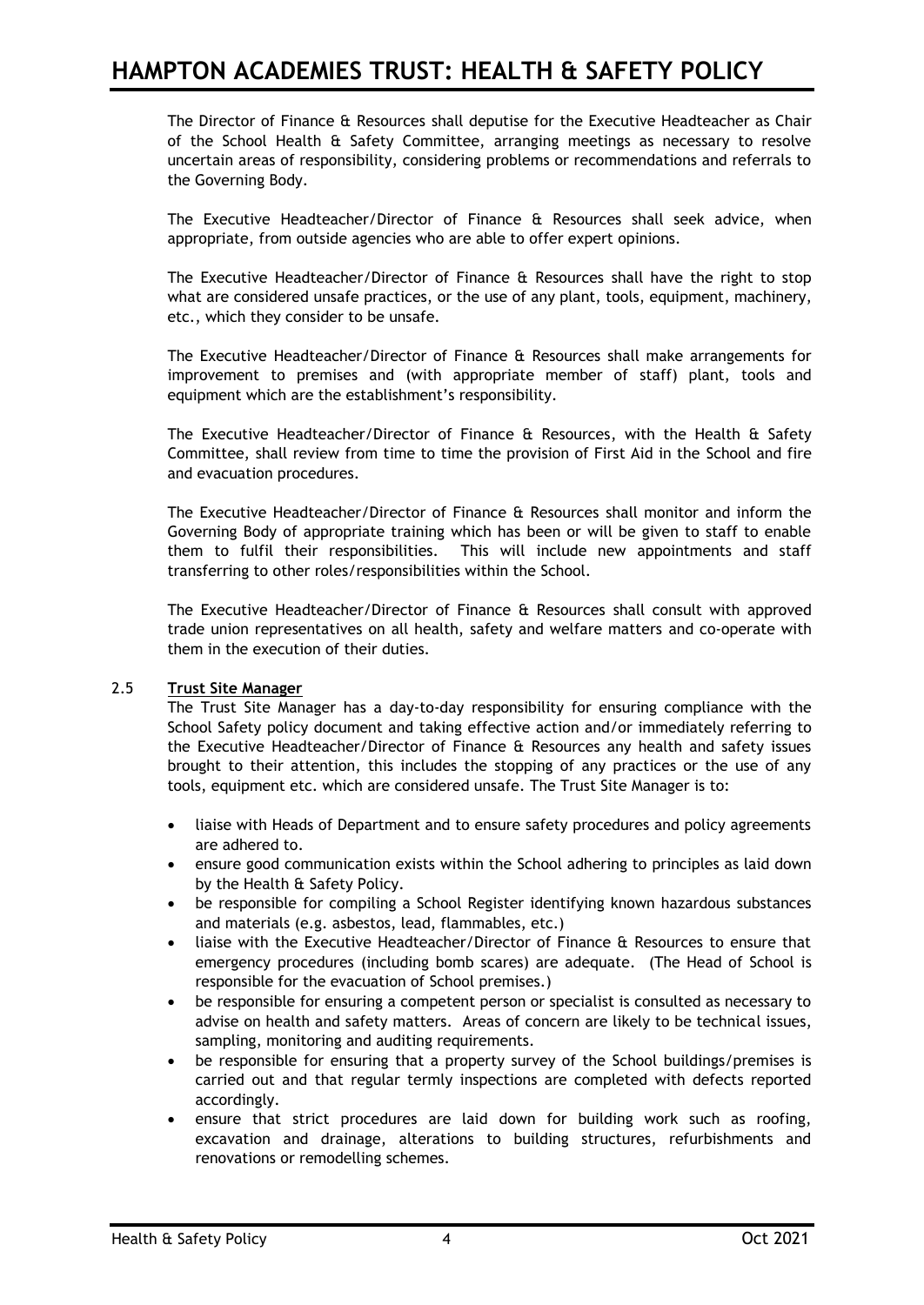The Director of Finance & Resources shall deputise for the Executive Headteacher as Chair of the School Health & Safety Committee, arranging meetings as necessary to resolve uncertain areas of responsibility, considering problems or recommendations and referrals to the Governing Body.

The Executive Headteacher/Director of Finance & Resources shall seek advice, when appropriate, from outside agencies who are able to offer expert opinions.

The Executive Headteacher/Director of Finance & Resources shall have the right to stop what are considered unsafe practices, or the use of any plant, tools, equipment, machinery, etc., which they consider to be unsafe.

The Executive Headteacher/Director of Finance & Resources shall make arrangements for improvement to premises and (with appropriate member of staff) plant, tools and equipment which are the establishment's responsibility.

The Executive Headteacher/Director of Finance & Resources, with the Health & Safety Committee, shall review from time to time the provision of First Aid in the School and fire and evacuation procedures.

The Executive Headteacher/Director of Finance & Resources shall monitor and inform the Governing Body of appropriate training which has been or will be given to staff to enable them to fulfil their responsibilities. This will include new appointments and staff transferring to other roles/responsibilities within the School.

The Executive Headteacher/Director of Finance & Resources shall consult with approved trade union representatives on all health, safety and welfare matters and co-operate with them in the execution of their duties.

### 2.5 Trust Site Manager

The Trust Site Manager has a day-to-day responsibility for ensuring compliance with the School Safety policy document and taking effective action and/or immediately referring to the Executive Headteacher/Director of Finance & Resources any health and safety issues brought to their attention, this includes the stopping of any practices or the use of any tools, equipment etc. which are considered unsafe. The Trust Site Manager is to:

- liaise with Heads of Department and to ensure safety procedures and policy agreements are adhered to.
- ensure good communication exists within the School adhering to principles as laid down by the Health & Safety Policy.
- be responsible for compiling a School Register identifying known hazardous substances and materials (e.g. asbestos, lead, flammables, etc.)
- liaise with the Executive Headteacher/Director of Finance & Resources to ensure that emergency procedures (including bomb scares) are adequate. (The Head of School is responsible for the evacuation of School premises.)
- be responsible for ensuring a competent person or specialist is consulted as necessary to advise on health and safety matters. Areas of concern are likely to be technical issues, sampling, monitoring and auditing requirements.
- be responsible for ensuring that a property survey of the School buildings/premises is carried out and that regular termly inspections are completed with defects reported accordingly.
- ensure that strict procedures are laid down for building work such as roofing, excavation and drainage, alterations to building structures, refurbishments and renovations or remodelling schemes.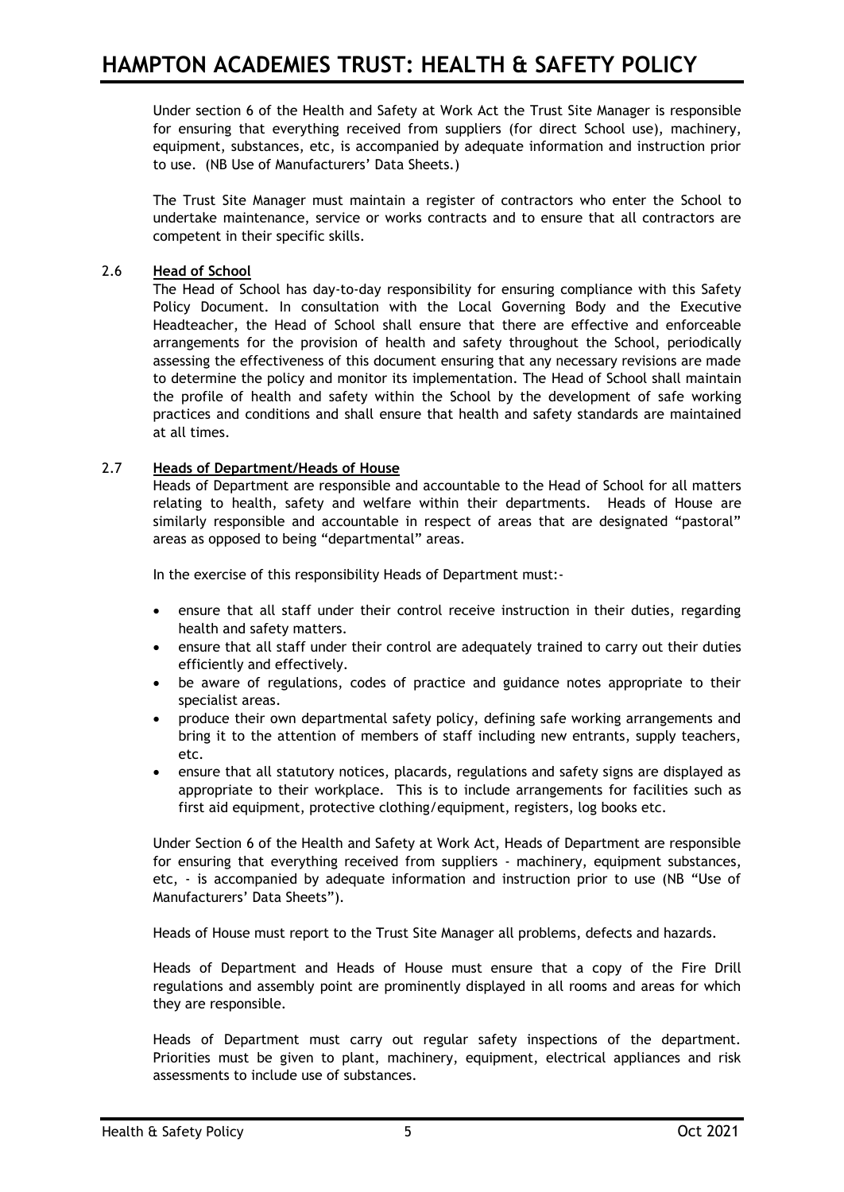Under section 6 of the Health and Safety at Work Act the Trust Site Manager is responsible for ensuring that everything received from suppliers (for direct School use), machinery, equipment, substances, etc, is accompanied by adequate information and instruction prior to use. (NB Use of Manufacturers' Data Sheets.)

The Trust Site Manager must maintain a register of contractors who enter the School to undertake maintenance, service or works contracts and to ensure that all contractors are competent in their specific skills.

### 2.6 **Head of School**

The Head of School has day-to-day responsibility for ensuring compliance with this Safety Policy Document. In consultation with the Local Governing Body and the Executive Headteacher, the Head of School shall ensure that there are effective and enforceable arrangements for the provision of health and safety throughout the School, periodically assessing the effectiveness of this document ensuring that any necessary revisions are made to determine the policy and monitor its implementation. The Head of School shall maintain the profile of health and safety within the School by the development of safe working practices and conditions and shall ensure that health and safety standards are maintained at all times.

### 2.7 **Heads of Department/Heads of House**

Heads of Department are responsible and accountable to the Head of School for all matters relating to health, safety and welfare within their departments. Heads of House are similarly responsible and accountable in respect of areas that are designated "pastoral" areas as opposed to being "departmental" areas.

In the exercise of this responsibility Heads of Department must:-

- ensure that all staff under their control receive instruction in their duties, regarding health and safety matters.
- ensure that all staff under their control are adequately trained to carry out their duties efficiently and effectively.
- be aware of regulations, codes of practice and guidance notes appropriate to their specialist areas.
- produce their own departmental safety policy, defining safe working arrangements and bring it to the attention of members of staff including new entrants, supply teachers, etc.
- ensure that all statutory notices, placards, regulations and safety signs are displayed as appropriate to their workplace. This is to include arrangements for facilities such as first aid equipment, protective clothing/equipment, registers, log books etc.

Under Section 6 of the Health and Safety at Work Act, Heads of Department are responsible for ensuring that everything received from suppliers - machinery, equipment substances, etc, - is accompanied by adequate information and instruction prior to use (NB "Use of Manufacturers' Data Sheets").

Heads of House must report to the Trust Site Manager all problems, defects and hazards.

Heads of Department and Heads of House must ensure that a copy of the Fire Drill regulations and assembly point are prominently displayed in all rooms and areas for which they are responsible.

Heads of Department must carry out regular safety inspections of the department. Priorities must be given to plant, machinery, equipment, electrical appliances and risk assessments to include use of substances.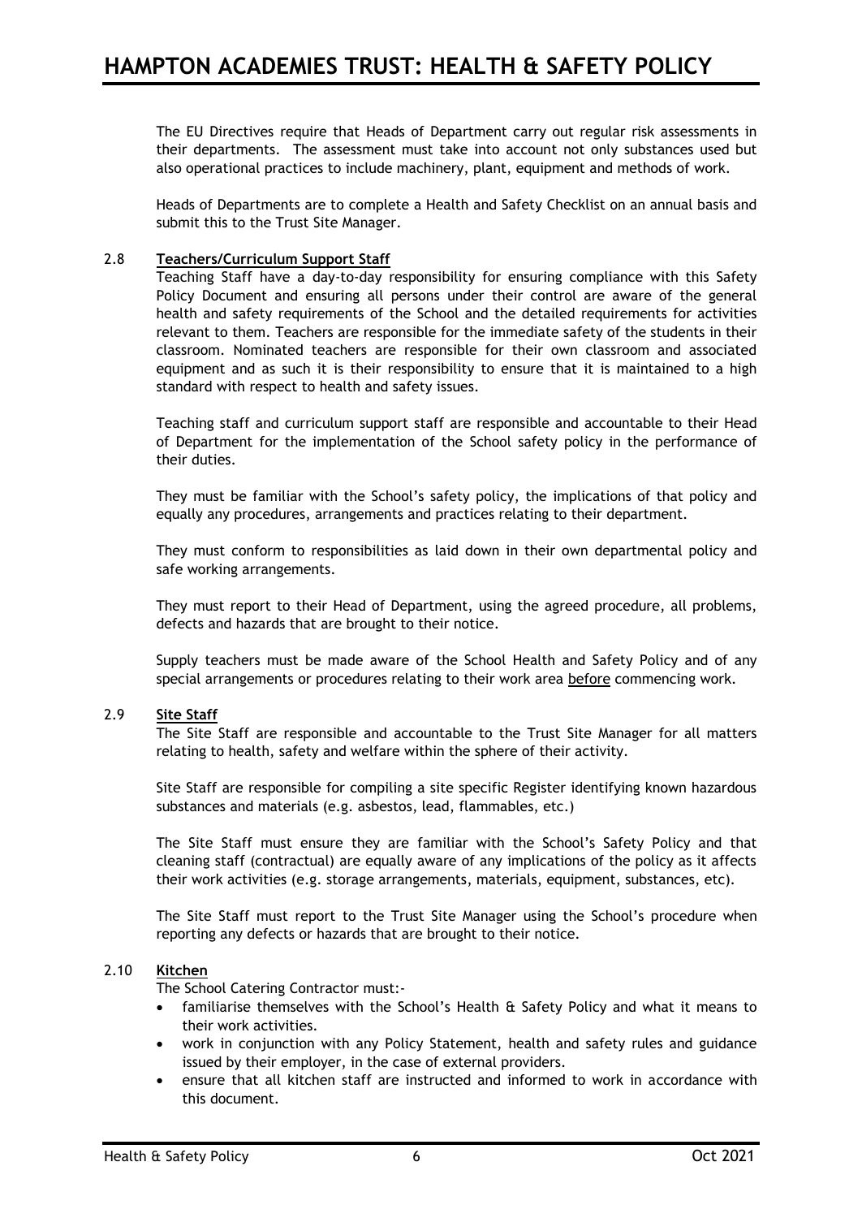The EU Directives require that Heads of Department carry out regular risk assessments in their departments. The assessment must take into account not only substances used but also operational practices to include machinery, plant, equipment and methods of work.

Heads of Departments are to complete a Health and Safety Checklist on an annual basis and submit this to the Trust Site Manager.

### 2.8 Teachers/Curriculum Support Staff

Teaching Staff have a day-to-day responsibility for ensuring compliance with this Safety Policy Document and ensuring all persons under their control are aware of the general health and safety requirements of the School and the detailed requirements for activities relevant to them. Teachers are responsible for the immediate safety of the students in their classroom. Nominated teachers are responsible for their own classroom and associated equipment and as such it is their responsibility to ensure that it is maintained to a high standard with respect to health and safety issues.

Teaching staff and curriculum support staff are responsible and accountable to their Head of Department for the implementation of the School safety policy in the performance of their duties.

They must be familiar with the School's safety policy, the implications of that policy and equally any procedures, arrangements and practices relating to their department.

They must conform to responsibilities as laid down in their own departmental policy and safe working arrangements.

They must report to their Head of Department, using the agreed procedure, all problems, defects and hazards that are brought to their notice.

Supply teachers must be made aware of the School Health and Safety Policy and of any special arrangements or procedures relating to their work area before commencing work.

### 2.9 Site Staff

The Site Staff are responsible and accountable to the Trust Site Manager for all matters relating to health, safety and welfare within the sphere of their activity.

Site Staff are responsible for compiling a site specific Register identifying known hazardous substances and materials (e.g. asbestos, lead, flammables, etc.)

The Site Staff must ensure they are familiar with the School's Safety Policy and that cleaning staff (contractual) are equally aware of any implications of the policy as it affects their work activities (e.g. storage arrangements, materials, equipment, substances, etc).

The Site Staff must report to the Trust Site Manager using the School's procedure when reporting any defects or hazards that are brought to their notice.

### 2.10 Kitchen

The School Catering Contractor must:-

- familiarise themselves with the School's Health & Safety Policy and what it means to their work activities.
- work in conjunction with any Policy Statement, health and safety rules and guidance issued by their employer, in the case of external providers.
- ensure that all kitchen staff are instructed and informed to work in accordance with this document.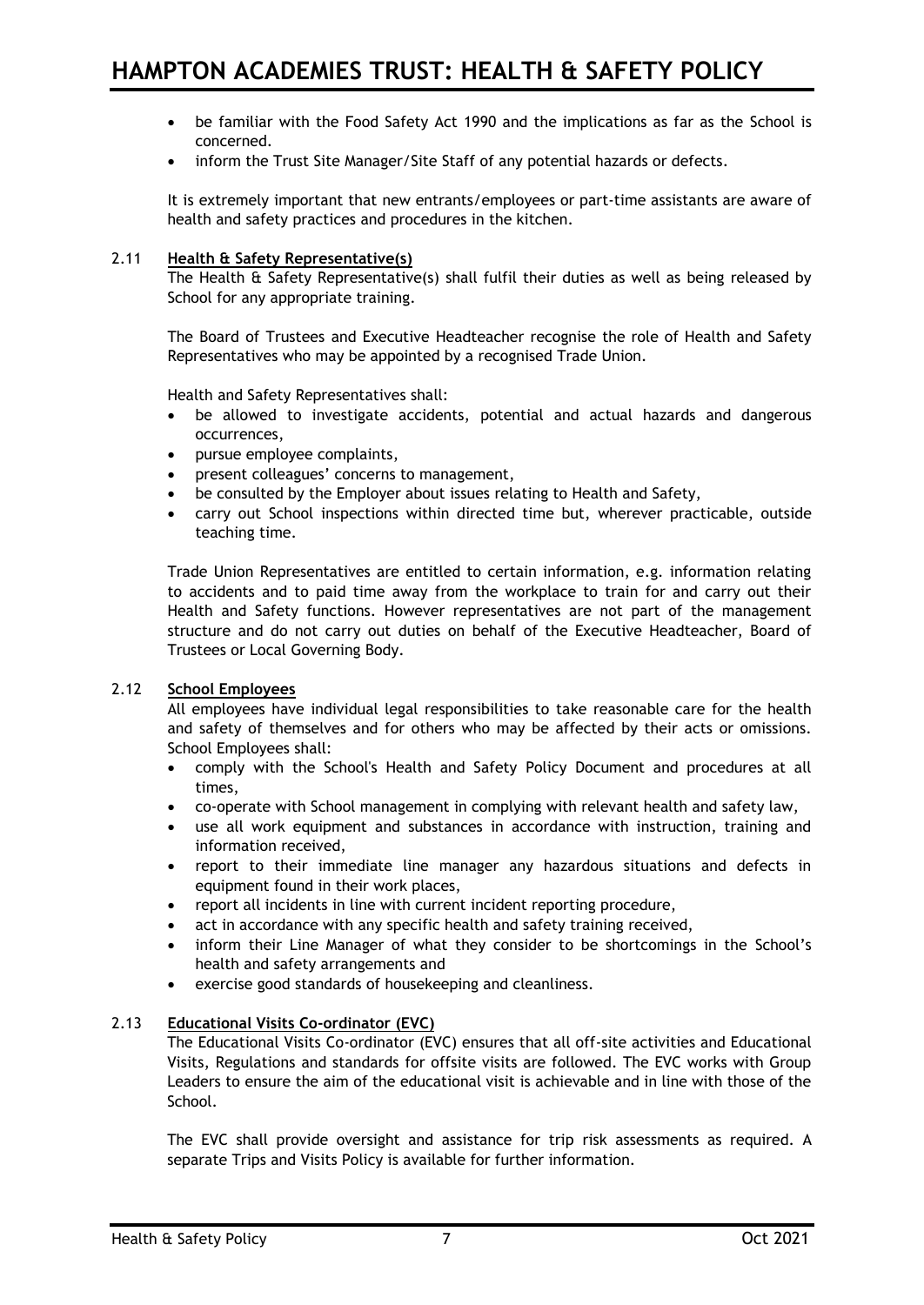- be familiar with the Food Safety Act 1990 and the implications as far as the School is concerned.
- inform the Trust Site Manager/Site Staff of any potential hazards or defects.

It is extremely important that new entrants/employees or part-time assistants are aware of health and safety practices and procedures in the kitchen.

### 2.11 Health & Safety Representative(s)

The Health & Safety Representative(s) shall fulfil their duties as well as being released by School for any appropriate training.

The Board of Trustees and Executive Headteacher recognise the role of Health and Safety Representatives who may be appointed by a recognised Trade Union.

Health and Safety Representatives shall:

- be allowed to investigate accidents, potential and actual hazards and dangerous occurrences,
- pursue employee complaints,
- present colleagues' concerns to management,
- be consulted by the Employer about issues relating to Health and Safety,
- carry out School inspections within directed time but, wherever practicable, outside teaching time.

Trade Union Representatives are entitled to certain information, e.g. information relating to accidents and to paid time away from the workplace to train for and carry out their Health and Safety functions. However representatives are not part of the management structure and do not carry out duties on behalf of the Executive Headteacher, Board of Trustees or Local Governing Body.

### 2.12 School Employees

All employees have individual legal responsibilities to take reasonable care for the health and safety of themselves and for others who may be affected by their acts or omissions. School Employees shall:

- comply with the School's Health and Safety Policy Document and procedures at all times,
- co-operate with School management in complying with relevant health and safety law,
- use all work equipment and substances in accordance with instruction, training and information received,
- report to their immediate line manager any hazardous situations and defects in equipment found in their work places,
- report all incidents in line with current incident reporting procedure,
- act in accordance with any specific health and safety training received,
- inform their Line Manager of what they consider to be shortcomings in the School's health and safety arrangements and
- exercise good standards of housekeeping and cleanliness.

### 2.13 Educational Visits Co-ordinator (EVC)

The Educational Visits Co-ordinator (EVC) ensures that all off-site activities and Educational Visits, Regulations and standards for offsite visits are followed. The EVC works with Group Leaders to ensure the aim of the educational visit is achievable and in line with those of the School.

The EVC shall provide oversight and assistance for trip risk assessments as required. A separate Trips and Visits Policy is available for further information.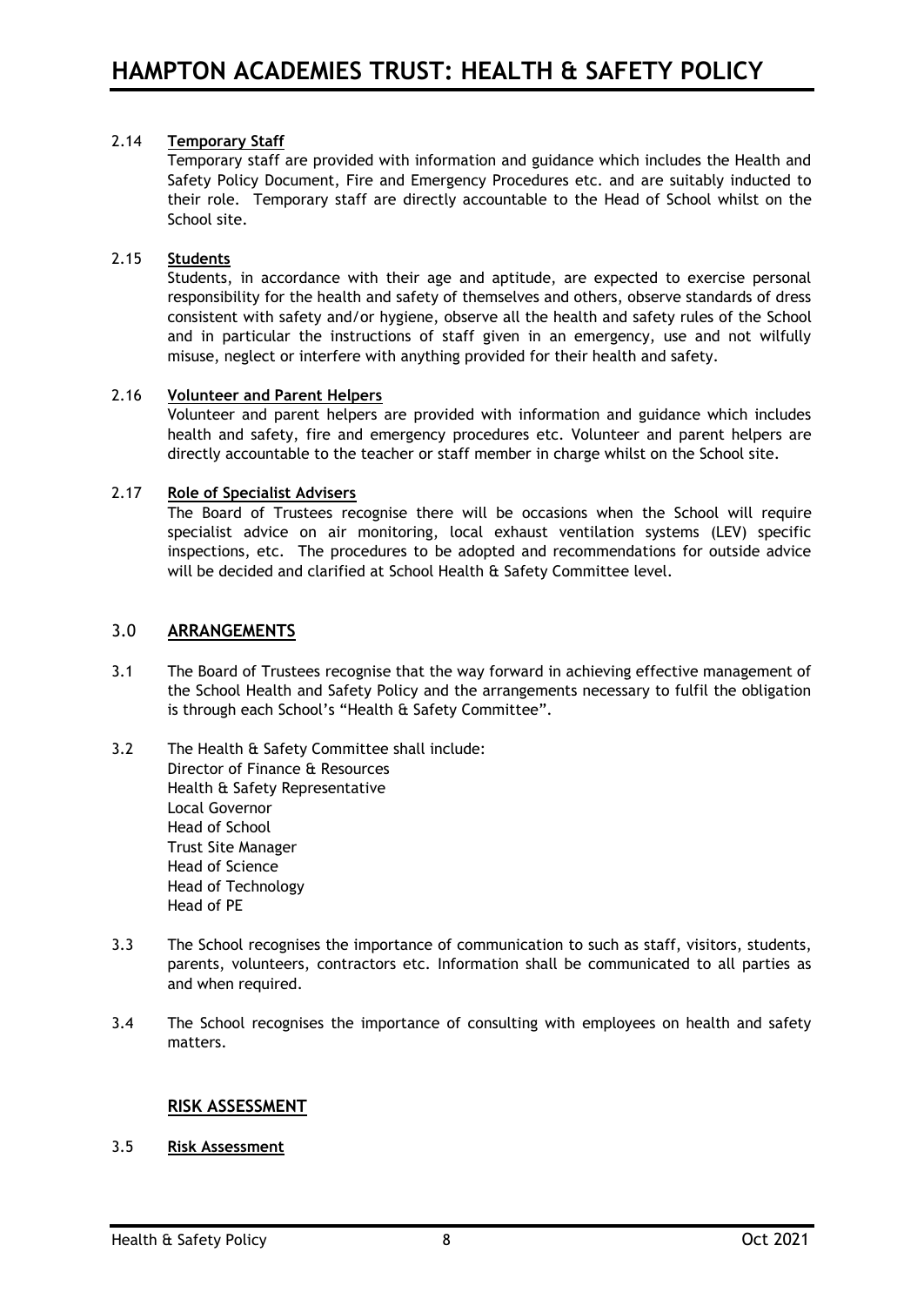#### 2.14 **Temporary Staff**

Temporary staff are provided with information and guidance which includes the Health and Safety Policy Document, Fire and Emergency Procedures etc. and are suitably inducted to their role. Temporary staff are directly accountable to the Head of School whilst on the School site.

#### 2.15 **Students**

Students, in accordance with their age and aptitude, are expected to exercise personal responsibility for the health and safety of themselves and others, observe standards of dress consistent with safety and/or hygiene, observe all the health and safety rules of the School and in particular the instructions of staff given in an emergency, use and not wilfully misuse, neglect or interfere with anything provided for their health and safety.

#### 2.16 **Volunteer and Parent Helpers**

Volunteer and parent helpers are provided with information and guidance which includes health and safety, fire and emergency procedures etc. Volunteer and parent helpers are directly accountable to the teacher or staff member in charge whilst on the School site.

#### 2.17 **Role of Specialist Advisers**

The Board of Trustees recognise there will be occasions when the School will require specialist advice on air monitoring, local exhaust ventilation systems (LEV) specific inspections, etc. The procedures to be adopted and recommendations for outside advice will be decided and clarified at School Health & Safety Committee level.

## 3.0 **ARRANGEMENTS**

3.1 The Board of Trustees recognise that the way forward in achieving effective management of the School Health and Safety Policy and the arrangements necessary to fulfil the obligation is through each School's "Health & Safety Committee".

3.2 The Health & Safety Committee shall include:
Director of Finance & Resources
Health & Safety Representative
Local Governor
Head of School
Trust Site Manager
Head of Science
Head of Technology
Head of PE

3.3 The School recognises the importance of communication to such as staff, visitors, students, parents, volunteers, contractors etc. Information shall be communicated to all parties as and when required.

3.4 The School recognises the importance of consulting with employees on health and safety matters.

### **RISK ASSESSMENT**

#### 3.5 **Risk Assessment**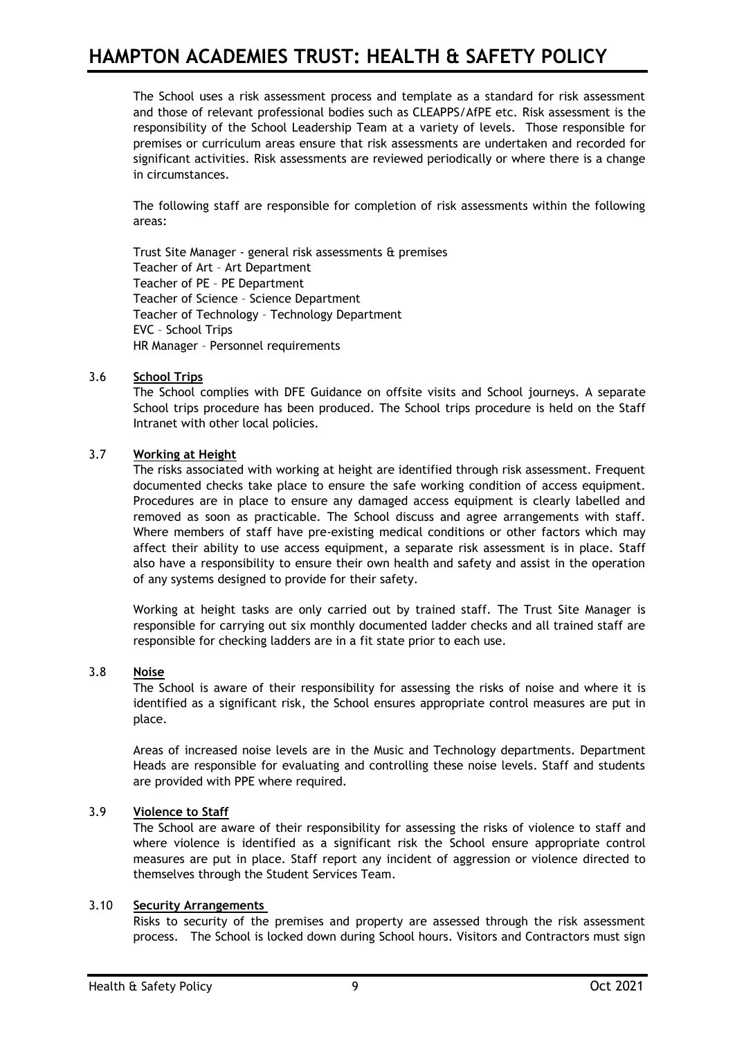The School uses a risk assessment process and template as a standard for risk assessment and those of relevant professional bodies such as CLEAPPS/AfPE etc. Risk assessment is the responsibility of the School Leadership Team at a variety of levels. Those responsible for premises or curriculum areas ensure that risk assessments are undertaken and recorded for significant activities. Risk assessments are reviewed periodically or where there is a change in circumstances.

The following staff are responsible for completion of risk assessments within the following areas:

Trust Site Manager - general risk assessments & premises
Teacher of Art – Art Department
Teacher of PE – PE Department
Teacher of Science – Science Department
Teacher of Technology – Technology Department
EVC – School Trips
HR Manager – Personnel requirements

### 3.6 School Trips

The School complies with DFE Guidance on offsite visits and School journeys. A separate School trips procedure has been produced. The School trips procedure is held on the Staff Intranet with other local policies.

### 3.7 Working at Height

The risks associated with working at height are identified through risk assessment. Frequent documented checks take place to ensure the safe working condition of access equipment. Procedures are in place to ensure any damaged access equipment is clearly labelled and removed as soon as practicable. The School discuss and agree arrangements with staff. Where members of staff have pre-existing medical conditions or other factors which may affect their ability to use access equipment, a separate risk assessment is in place. Staff also have a responsibility to ensure their own health and safety and assist in the operation of any systems designed to provide for their safety.

Working at height tasks are only carried out by trained staff. The Trust Site Manager is responsible for carrying out six monthly documented ladder checks and all trained staff are responsible for checking ladders are in a fit state prior to each use.

### 3.8 Noise

The School is aware of their responsibility for assessing the risks of noise and where it is identified as a significant risk, the School ensures appropriate control measures are put in place.

Areas of increased noise levels are in the Music and Technology departments. Department Heads are responsible for evaluating and controlling these noise levels. Staff and students are provided with PPE where required.

### 3.9 Violence to Staff

The School are aware of their responsibility for assessing the risks of violence to staff and where violence is identified as a significant risk the School ensure appropriate control measures are put in place. Staff report any incident of aggression or violence directed to themselves through the Student Services Team.

### 3.10 Security Arrangements

Risks to security of the premises and property are assessed through the risk assessment process. The School is locked down during School hours. Visitors and Contractors must sign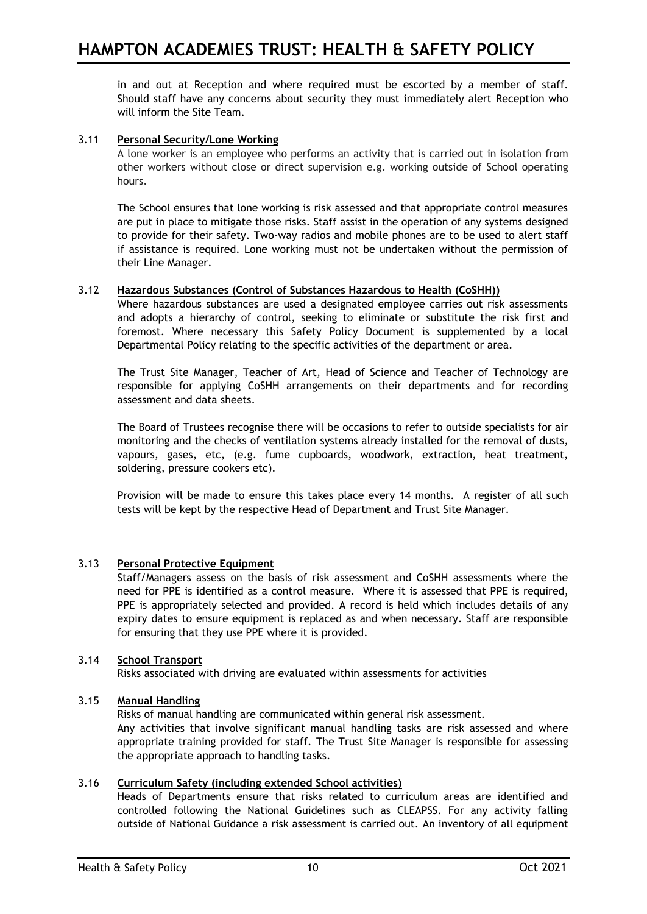in and out at Reception and where required must be escorted by a member of staff. Should staff have any concerns about security they must immediately alert Reception who will inform the Site Team.

### 3.11 Personal Security/Lone Working

A lone worker is an employee who performs an activity that is carried out in isolation from other workers without close or direct supervision e.g. working outside of School operating hours.

The School ensures that lone working is risk assessed and that appropriate control measures are put in place to mitigate those risks. Staff assist in the operation of any systems designed to provide for their safety. Two-way radios and mobile phones are to be used to alert staff if assistance is required. Lone working must not be undertaken without the permission of their Line Manager.

### 3.12 Hazardous Substances (Control of Substances Hazardous to Health (CoSHH))

Where hazardous substances are used a designated employee carries out risk assessments and adopts a hierarchy of control, seeking to eliminate or substitute the risk first and foremost. Where necessary this Safety Policy Document is supplemented by a local Departmental Policy relating to the specific activities of the department or area.

The Trust Site Manager, Teacher of Art, Head of Science and Teacher of Technology are responsible for applying CoSHH arrangements on their departments and for recording assessment and data sheets.

The Board of Trustees recognise there will be occasions to refer to outside specialists for air monitoring and the checks of ventilation systems already installed for the removal of dusts, vapours, gases, etc, (e.g. fume cupboards, woodwork, extraction, heat treatment, soldering, pressure cookers etc).

Provision will be made to ensure this takes place every 14 months. A register of all such tests will be kept by the respective Head of Department and Trust Site Manager.

### 3.13 Personal Protective Equipment

Staff/Managers assess on the basis of risk assessment and CoSHH assessments where the need for PPE is identified as a control measure. Where it is assessed that PPE is required, PPE is appropriately selected and provided. A record is held which includes details of any expiry dates to ensure equipment is replaced as and when necessary. Staff are responsible for ensuring that they use PPE where it is provided.

### 3.14 School Transport

Risks associated with driving are evaluated within assessments for activities

### 3.15 Manual Handling

Risks of manual handling are communicated within general risk assessment.
Any activities that involve significant manual handling tasks are risk assessed and where appropriate training provided for staff. The Trust Site Manager is responsible for assessing the appropriate approach to handling tasks.

### 3.16 Curriculum Safety (including extended School activities)

Heads of Departments ensure that risks related to curriculum areas are identified and controlled following the National Guidelines such as CLEAPSS. For any activity falling outside of National Guidance a risk assessment is carried out. An inventory of all equipment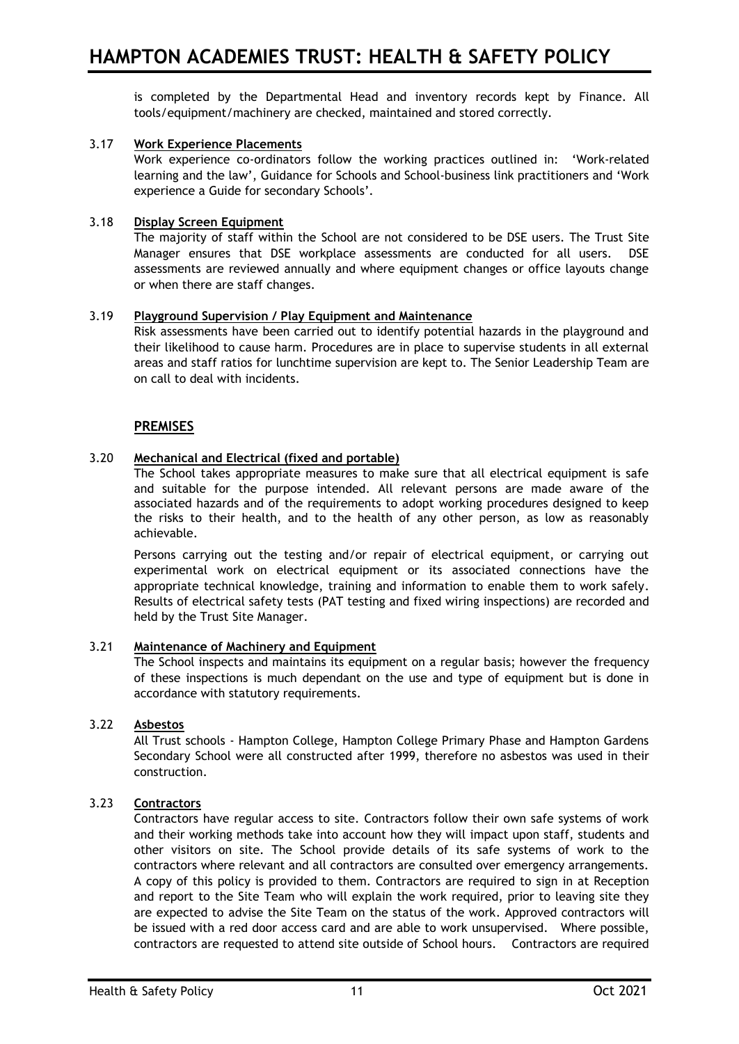is completed by the Departmental Head and inventory records kept by Finance. All tools/equipment/machinery are checked, maintained and stored correctly.

### 3.17 Work Experience Placements

Work experience co-ordinators follow the working practices outlined in: 'Work-related learning and the law', Guidance for Schools and School-business link practitioners and 'Work experience a Guide for secondary Schools'.

### 3.18 Display Screen Equipment

The majority of staff within the School are not considered to be DSE users. The Trust Site Manager ensures that DSE workplace assessments are conducted for all users. DSE assessments are reviewed annually and where equipment changes or office layouts change or when there are staff changes.

### 3.19 Playground Supervision / Play Equipment and Maintenance

Risk assessments have been carried out to identify potential hazards in the playground and their likelihood to cause harm. Procedures are in place to supervise students in all external areas and staff ratios for lunchtime supervision are kept to. The Senior Leadership Team are on call to deal with incidents.

## PREMISES

### 3.20 Mechanical and Electrical (fixed and portable)

The School takes appropriate measures to make sure that all electrical equipment is safe and suitable for the purpose intended. All relevant persons are made aware of the associated hazards and of the requirements to adopt working procedures designed to keep the risks to their health, and to the health of any other person, as low as reasonably achievable.

Persons carrying out the testing and/or repair of electrical equipment, or carrying out experimental work on electrical equipment or its associated connections have the appropriate technical knowledge, training and information to enable them to work safely. Results of electrical safety tests (PAT testing and fixed wiring inspections) are recorded and held by the Trust Site Manager.

### 3.21 Maintenance of Machinery and Equipment

The School inspects and maintains its equipment on a regular basis; however the frequency of these inspections is much dependant on the use and type of equipment but is done in accordance with statutory requirements.

### 3.22 Asbestos

All Trust schools - Hampton College, Hampton College Primary Phase and Hampton Gardens Secondary School were all constructed after 1999, therefore no asbestos was used in their construction.

### 3.23 Contractors

Contractors have regular access to site. Contractors follow their own safe systems of work and their working methods take into account how they will impact upon staff, students and other visitors on site. The School provide details of its safe systems of work to the contractors where relevant and all contractors are consulted over emergency arrangements. A copy of this policy is provided to them. Contractors are required to sign in at Reception and report to the Site Team who will explain the work required, prior to leaving site they are expected to advise the Site Team on the status of the work. Approved contractors will be issued with a red door access card and are able to work unsupervised. Where possible, contractors are requested to attend site outside of School hours. Contractors are required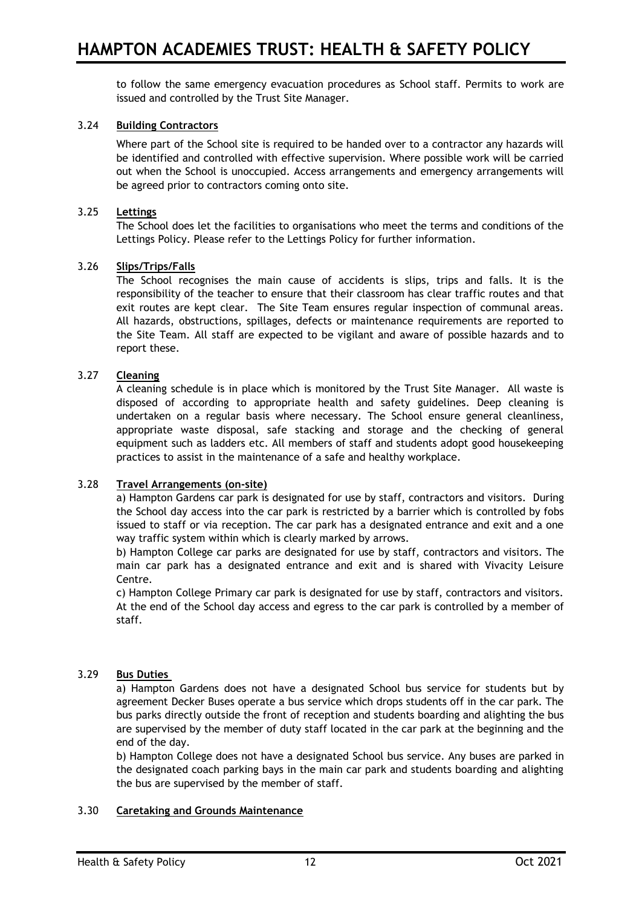to follow the same emergency evacuation procedures as School staff. Permits to work are issued and controlled by the Trust Site Manager.

3.24 **Building Contractors**

Where part of the School site is required to be handed over to a contractor any hazards will be identified and controlled with effective supervision. Where possible work will be carried out when the School is unoccupied. Access arrangements and emergency arrangements will be agreed prior to contractors coming onto site.

3.25 **Lettings**

The School does let the facilities to organisations who meet the terms and conditions of the Lettings Policy. Please refer to the Lettings Policy for further information.

3.26 **Slips/Trips/Falls**

The School recognises the main cause of accidents is slips, trips and falls. It is the responsibility of the teacher to ensure that their classroom has clear traffic routes and that exit routes are kept clear. The Site Team ensures regular inspection of communal areas. All hazards, obstructions, spillages, defects or maintenance requirements are reported to the Site Team. All staff are expected to be vigilant and aware of possible hazards and to report these.

3.27 **Cleaning**

A cleaning schedule is in place which is monitored by the Trust Site Manager. All waste is disposed of according to appropriate health and safety guidelines. Deep cleaning is undertaken on a regular basis where necessary. The School ensure general cleanliness, appropriate waste disposal, safe stacking and storage and the checking of general equipment such as ladders etc. All members of staff and students adopt good housekeeping practices to assist in the maintenance of a safe and healthy workplace.

3.28 **Travel Arrangements (on-site)**

a) Hampton Gardens car park is designated for use by staff, contractors and visitors. During the School day access into the car park is restricted by a barrier which is controlled by fobs issued to staff or via reception. The car park has a designated entrance and exit and a one way traffic system within which is clearly marked by arrows.

b) Hampton College car parks are designated for use by staff, contractors and visitors. The main car park has a designated entrance and exit and is shared with Vivacity Leisure Centre.

c) Hampton College Primary car park is designated for use by staff, contractors and visitors. At the end of the School day access and egress to the car park is controlled by a member of staff.

3.29 **Bus Duties**

a) Hampton Gardens does not have a designated School bus service for students but by agreement Decker Buses operate a bus service which drops students off in the car park. The bus parks directly outside the front of reception and students boarding and alighting the bus are supervised by the member of duty staff located in the car park at the beginning and the end of the day.

b) Hampton College does not have a designated School bus service. Any buses are parked in the designated coach parking bays in the main car park and students boarding and alighting the bus are supervised by the member of staff.

3.30 **Caretaking and Grounds Maintenance**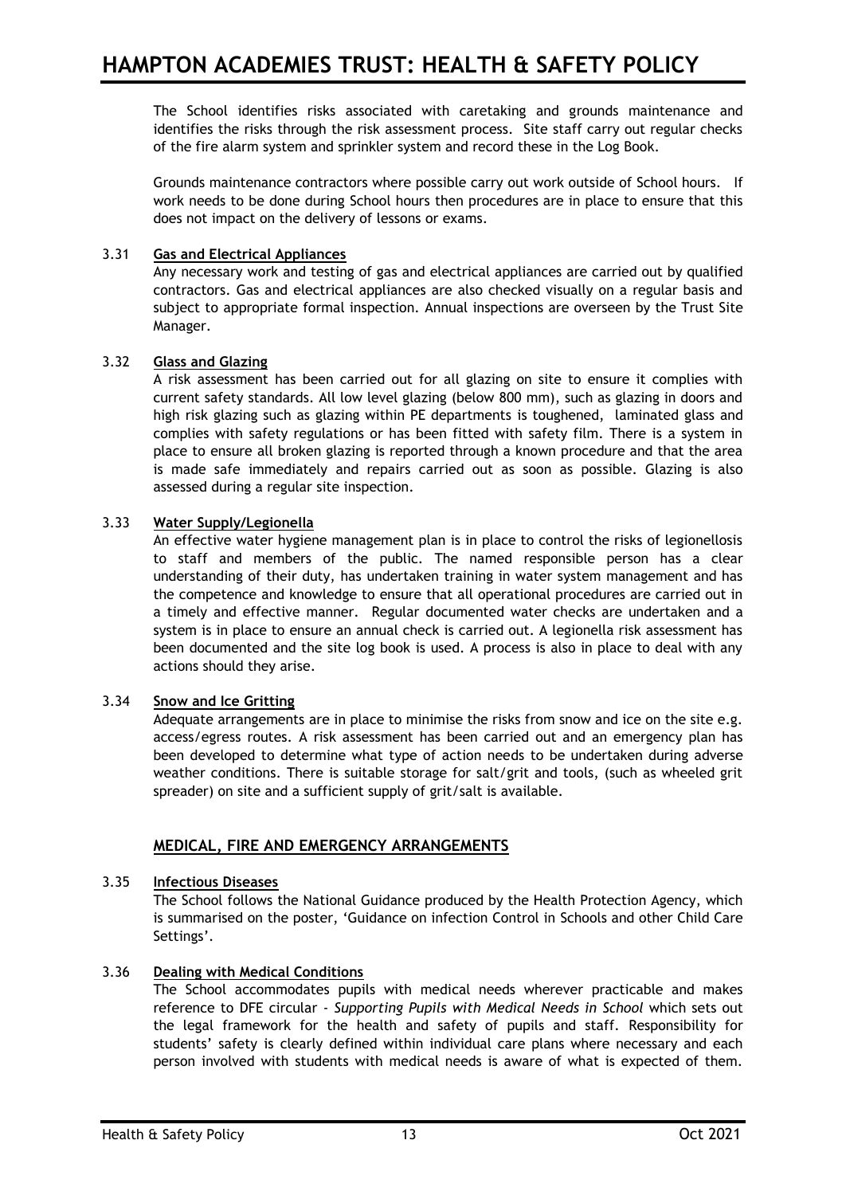The School identifies risks associated with caretaking and grounds maintenance and identifies the risks through the risk assessment process. Site staff carry out regular checks of the fire alarm system and sprinkler system and record these in the Log Book.

Grounds maintenance contractors where possible carry out work outside of School hours. If work needs to be done during School hours then procedures are in place to ensure that this does not impact on the delivery of lessons or exams.

### 3.31 Gas and Electrical Appliances

Any necessary work and testing of gas and electrical appliances are carried out by qualified contractors. Gas and electrical appliances are also checked visually on a regular basis and subject to appropriate formal inspection. Annual inspections are overseen by the Trust Site Manager.

### 3.32 Glass and Glazing

A risk assessment has been carried out for all glazing on site to ensure it complies with current safety standards. All low level glazing (below 800 mm), such as glazing in doors and high risk glazing such as glazing within PE departments is toughened, laminated glass and complies with safety regulations or has been fitted with safety film. There is a system in place to ensure all broken glazing is reported through a known procedure and that the area is made safe immediately and repairs carried out as soon as possible. Glazing is also assessed during a regular site inspection.

### 3.33 Water Supply/Legionella

An effective water hygiene management plan is in place to control the risks of legionellosis to staff and members of the public. The named responsible person has a clear understanding of their duty, has undertaken training in water system management and has the competence and knowledge to ensure that all operational procedures are carried out in a timely and effective manner. Regular documented water checks are undertaken and a system is in place to ensure an annual check is carried out. A legionella risk assessment has been documented and the site log book is used. A process is also in place to deal with any actions should they arise.

### 3.34 Snow and Ice Gritting

Adequate arrangements are in place to minimise the risks from snow and ice on the site e.g. access/egress routes. A risk assessment has been carried out and an emergency plan has been developed to determine what type of action needs to be undertaken during adverse weather conditions. There is suitable storage for salt/grit and tools, (such as wheeled grit spreader) on site and a sufficient supply of grit/salt is available.

## MEDICAL, FIRE AND EMERGENCY ARRANGEMENTS

### 3.35 Infectious Diseases

The School follows the National Guidance produced by the Health Protection Agency, which is summarised on the poster, 'Guidance on infection Control in Schools and other Child Care Settings'.

### 3.36 Dealing with Medical Conditions

The School accommodates pupils with medical needs wherever practicable and makes reference to DFE circular - *Supporting Pupils with Medical Needs in School* which sets out the legal framework for the health and safety of pupils and staff. Responsibility for students' safety is clearly defined within individual care plans where necessary and each person involved with students with medical needs is aware of what is expected of them.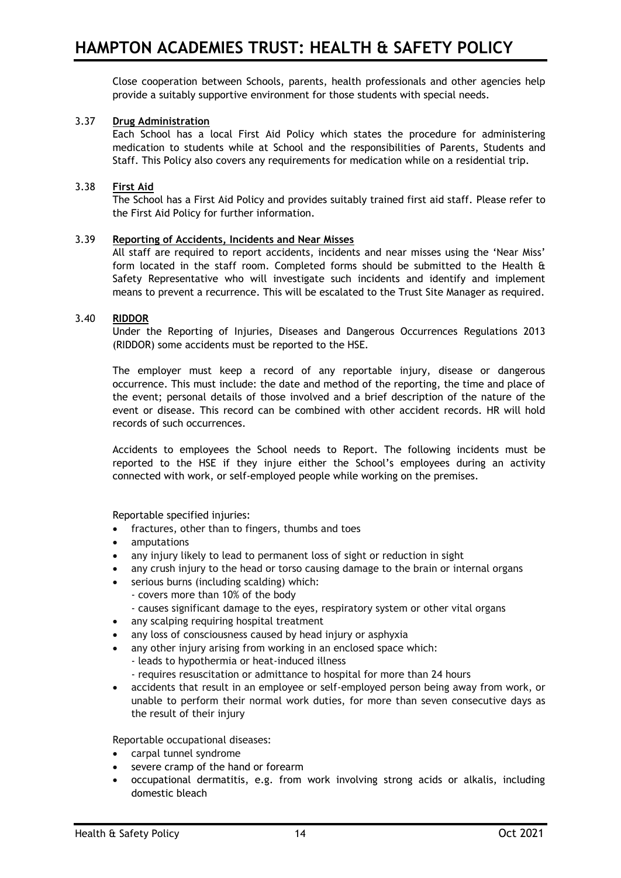Close cooperation between Schools, parents, health professionals and other agencies help provide a suitably supportive environment for those students with special needs.

### 3.37 Drug Administration

Each School has a local First Aid Policy which states the procedure for administering medication to students while at School and the responsibilities of Parents, Students and Staff. This Policy also covers any requirements for medication while on a residential trip.

### 3.38 First Aid

The School has a First Aid Policy and provides suitably trained first aid staff. Please refer to the First Aid Policy for further information.

### 3.39 Reporting of Accidents, Incidents and Near Misses

All staff are required to report accidents, incidents and near misses using the 'Near Miss' form located in the staff room. Completed forms should be submitted to the Health & Safety Representative who will investigate such incidents and identify and implement means to prevent a recurrence. This will be escalated to the Trust Site Manager as required.

### 3.40 RIDDOR

Under the Reporting of Injuries, Diseases and Dangerous Occurrences Regulations 2013 (RIDDOR) some accidents must be reported to the HSE.

The employer must keep a record of any reportable injury, disease or dangerous occurrence. This must include: the date and method of the reporting, the time and place of the event; personal details of those involved and a brief description of the nature of the event or disease. This record can be combined with other accident records. HR will hold records of such occurrences.

Accidents to employees the School needs to Report. The following incidents must be reported to the HSE if they injure either the School's employees during an activity connected with work, or self-employed people while working on the premises.

Reportable specified injuries:

- fractures, other than to fingers, thumbs and toes
- amputations
- any injury likely to lead to permanent loss of sight or reduction in sight
- any crush injury to the head or torso causing damage to the brain or internal organs
- serious burns (including scalding) which:
  - covers more than 10% of the body
  - causes significant damage to the eyes, respiratory system or other vital organs
- any scalping requiring hospital treatment
- any loss of consciousness caused by head injury or asphyxia
- any other injury arising from working in an enclosed space which:
  - leads to hypothermia or heat-induced illness
  - requires resuscitation or admittance to hospital for more than 24 hours
- accidents that result in an employee or self-employed person being away from work, or unable to perform their normal work duties, for more than seven consecutive days as the result of their injury

Reportable occupational diseases:

- carpal tunnel syndrome
- severe cramp of the hand or forearm
- occupational dermatitis, e.g. from work involving strong acids or alkalis, including domestic bleach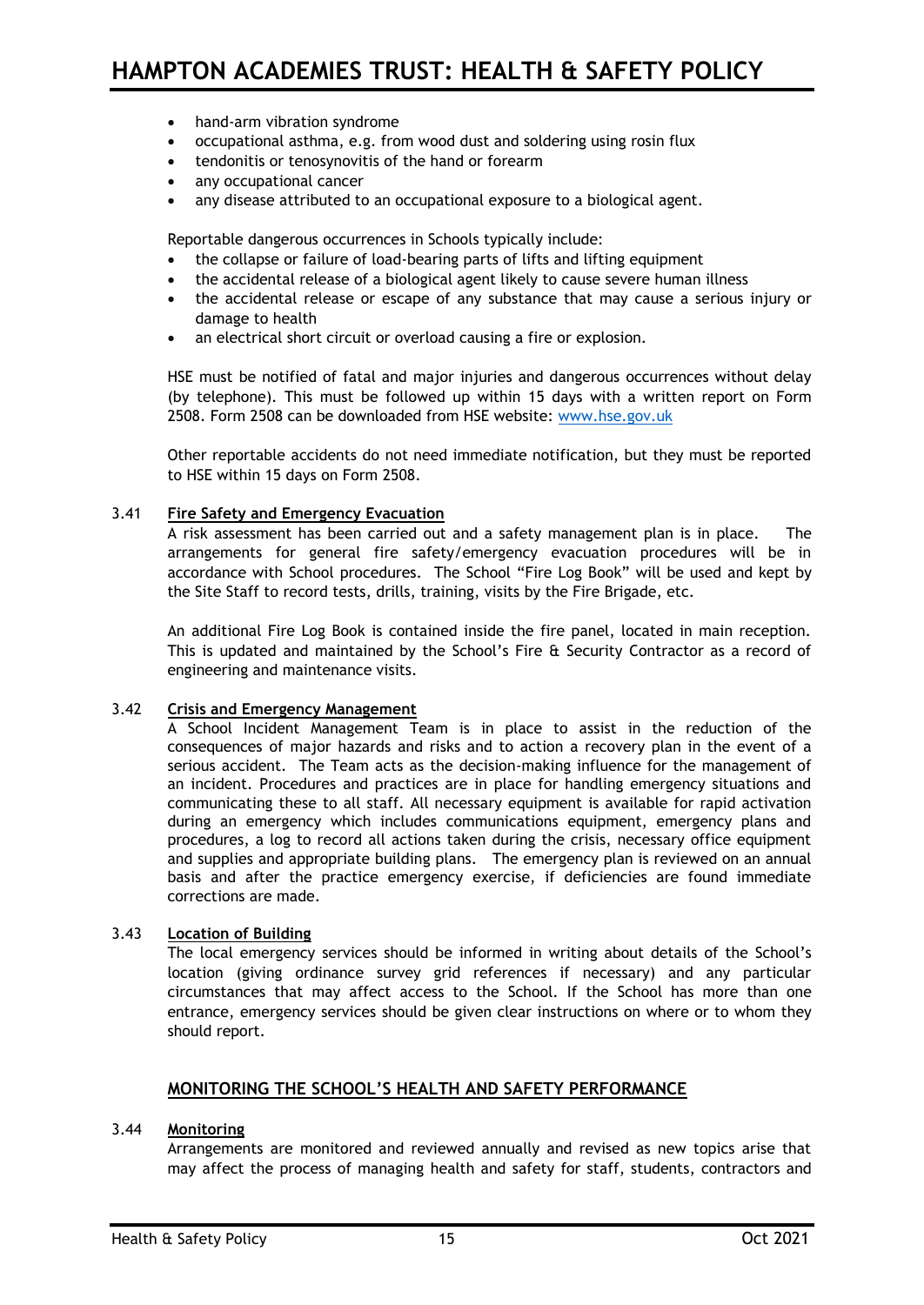- hand-arm vibration syndrome
- occupational asthma, e.g. from wood dust and soldering using rosin flux
- tendonitis or tenosynovitis of the hand or forearm
- any occupational cancer
- any disease attributed to an occupational exposure to a biological agent.

Reportable dangerous occurrences in Schools typically include:

- the collapse or failure of load-bearing parts of lifts and lifting equipment
- the accidental release of a biological agent likely to cause severe human illness
- the accidental release or escape of any substance that may cause a serious injury or damage to health
- an electrical short circuit or overload causing a fire or explosion.

HSE must be notified of fatal and major injuries and dangerous occurrences without delay (by telephone). This must be followed up within 15 days with a written report on Form 2508. Form 2508 can be downloaded from HSE website: www.hse.gov.uk

Other reportable accidents do not need immediate notification, but they must be reported to HSE within 15 days on Form 2508.

3.41 **Fire Safety and Emergency Evacuation**

A risk assessment has been carried out and a safety management plan is in place. The arrangements for general fire safety/emergency evacuation procedures will be in accordance with School procedures. The School "Fire Log Book" will be used and kept by the Site Staff to record tests, drills, training, visits by the Fire Brigade, etc.

An additional Fire Log Book is contained inside the fire panel, located in main reception. This is updated and maintained by the School's Fire & Security Contractor as a record of engineering and maintenance visits.

3.42 **Crisis and Emergency Management**

A School Incident Management Team is in place to assist in the reduction of the consequences of major hazards and risks and to action a recovery plan in the event of a serious accident. The Team acts as the decision-making influence for the management of an incident. Procedures and practices are in place for handling emergency situations and communicating these to all staff. All necessary equipment is available for rapid activation during an emergency which includes communications equipment, emergency plans and procedures, a log to record all actions taken during the crisis, necessary office equipment and supplies and appropriate building plans. The emergency plan is reviewed on an annual basis and after the practice emergency exercise, if deficiencies are found immediate corrections are made.

3.43 **Location of Building**

The local emergency services should be informed in writing about details of the School's location (giving ordinance survey grid references if necessary) and any particular circumstances that may affect access to the School. If the School has more than one entrance, emergency services should be given clear instructions on where or to whom they should report.

## MONITORING THE SCHOOL'S HEALTH AND SAFETY PERFORMANCE

3.44 **Monitoring**

Arrangements are monitored and reviewed annually and revised as new topics arise that may affect the process of managing health and safety for staff, students, contractors and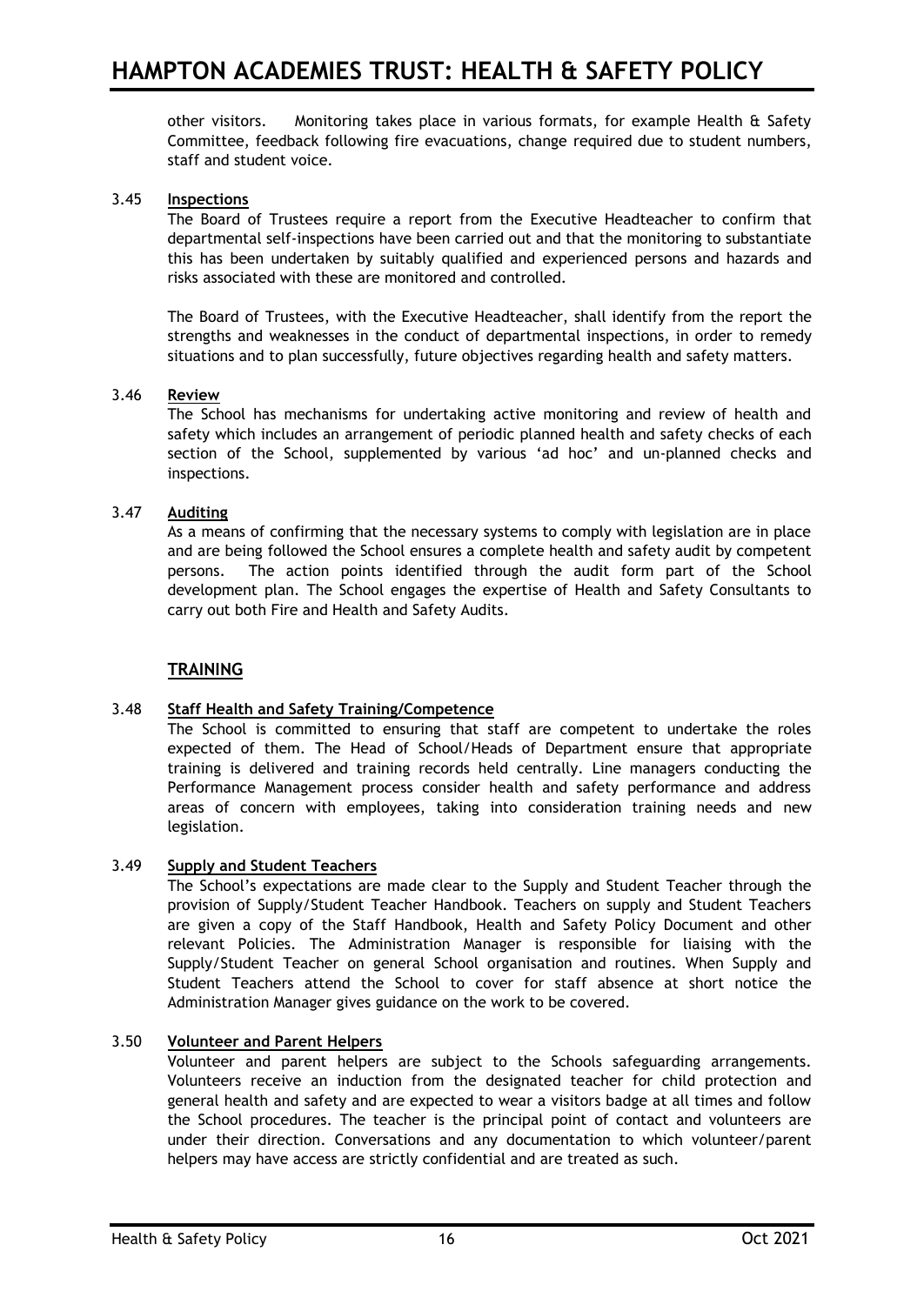other visitors. Monitoring takes place in various formats, for example Health & Safety Committee, feedback following fire evacuations, change required due to student numbers, staff and student voice.

**3.45 Inspections**

The Board of Trustees require a report from the Executive Headteacher to confirm that departmental self-inspections have been carried out and that the monitoring to substantiate this has been undertaken by suitably qualified and experienced persons and hazards and risks associated with these are monitored and controlled.

The Board of Trustees, with the Executive Headteacher, shall identify from the report the strengths and weaknesses in the conduct of departmental inspections, in order to remedy situations and to plan successfully, future objectives regarding health and safety matters.

**3.46 Review**

The School has mechanisms for undertaking active monitoring and review of health and safety which includes an arrangement of periodic planned health and safety checks of each section of the School, supplemented by various 'ad hoc' and un-planned checks and inspections.

**3.47 Auditing**

As a means of confirming that the necessary systems to comply with legislation are in place and are being followed the School ensures a complete health and safety audit by competent persons. The action points identified through the audit form part of the School development plan. The School engages the expertise of Health and Safety Consultants to carry out both Fire and Health and Safety Audits.

## TRAINING

**3.48 Staff Health and Safety Training/Competence**

The School is committed to ensuring that staff are competent to undertake the roles expected of them. The Head of School/Heads of Department ensure that appropriate training is delivered and training records held centrally. Line managers conducting the Performance Management process consider health and safety performance and address areas of concern with employees, taking into consideration training needs and new legislation.

**3.49 Supply and Student Teachers**

The School's expectations are made clear to the Supply and Student Teacher through the provision of Supply/Student Teacher Handbook. Teachers on supply and Student Teachers are given a copy of the Staff Handbook, Health and Safety Policy Document and other relevant Policies. The Administration Manager is responsible for liaising with the Supply/Student Teacher on general School organisation and routines. When Supply and Student Teachers attend the School to cover for staff absence at short notice the Administration Manager gives guidance on the work to be covered.

**3.50 Volunteer and Parent Helpers**

Volunteer and parent helpers are subject to the Schools safeguarding arrangements. Volunteers receive an induction from the designated teacher for child protection and general health and safety and are expected to wear a visitors badge at all times and follow the School procedures. The teacher is the principal point of contact and volunteers are under their direction. Conversations and any documentation to which volunteer/parent helpers may have access are strictly confidential and are treated as such.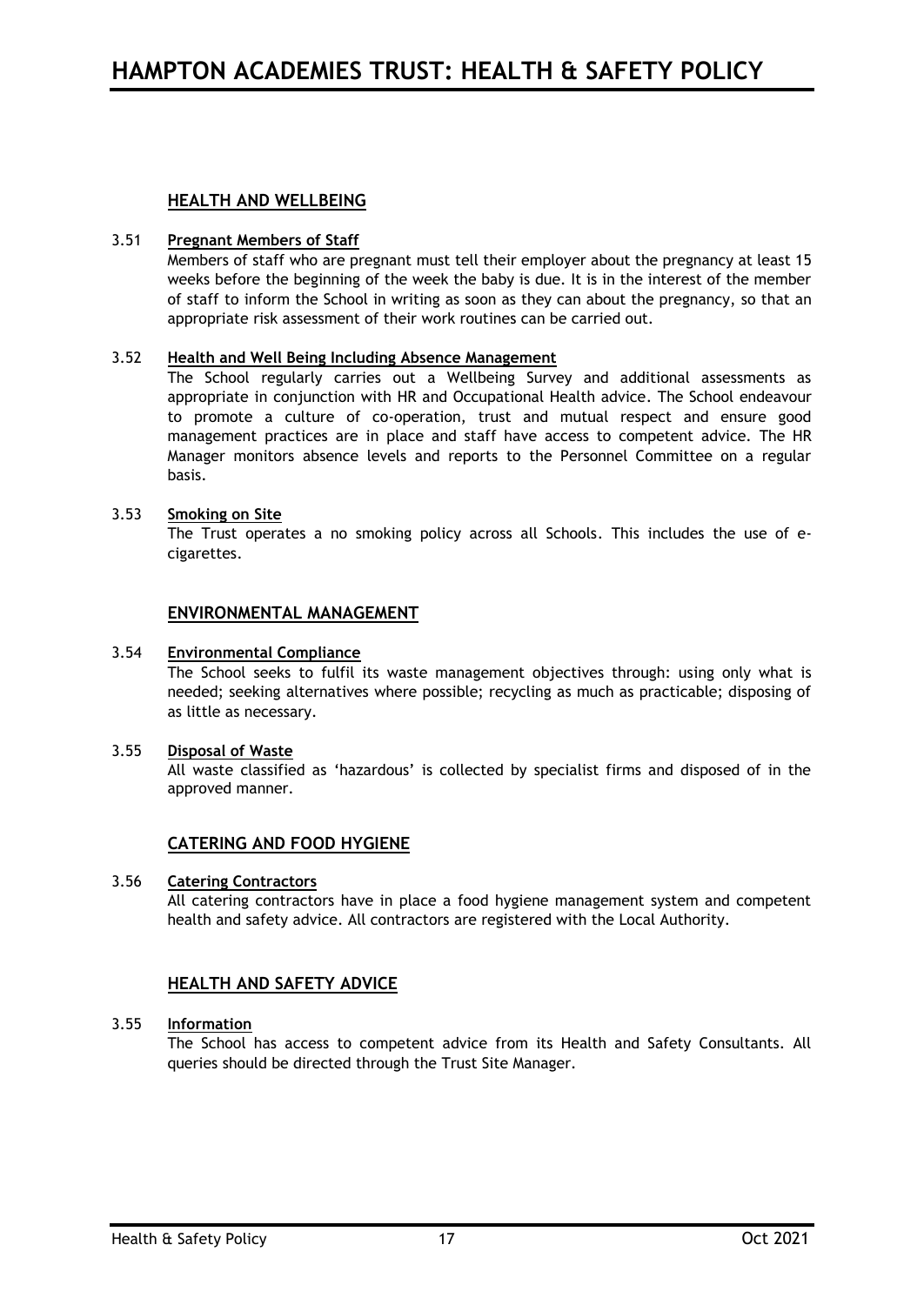## HEALTH AND WELLBEING

3.51 **Pregnant Members of Staff**

Members of staff who are pregnant must tell their employer about the pregnancy at least 15 weeks before the beginning of the week the baby is due. It is in the interest of the member of staff to inform the School in writing as soon as they can about the pregnancy, so that an appropriate risk assessment of their work routines can be carried out.

3.52 **Health and Well Being Including Absence Management**

The School regularly carries out a Wellbeing Survey and additional assessments as appropriate in conjunction with HR and Occupational Health advice. The School endeavour to promote a culture of co-operation, trust and mutual respect and ensure good management practices are in place and staff have access to competent advice. The HR Manager monitors absence levels and reports to the Personnel Committee on a regular basis.

3.53 **Smoking on Site**

The Trust operates a no smoking policy across all Schools. This includes the use of e-cigarettes.

## ENVIRONMENTAL MANAGEMENT

3.54 **Environmental Compliance**

The School seeks to fulfil its waste management objectives through: using only what is needed; seeking alternatives where possible; recycling as much as practicable; disposing of as little as necessary.

3.55 **Disposal of Waste**

All waste classified as 'hazardous' is collected by specialist firms and disposed of in the approved manner.

## CATERING AND FOOD HYGIENE

3.56 **Catering Contractors**

All catering contractors have in place a food hygiene management system and competent health and safety advice. All contractors are registered with the Local Authority.

## HEALTH AND SAFETY ADVICE

3.55 **Information**

The School has access to competent advice from its Health and Safety Consultants. All queries should be directed through the Trust Site Manager.